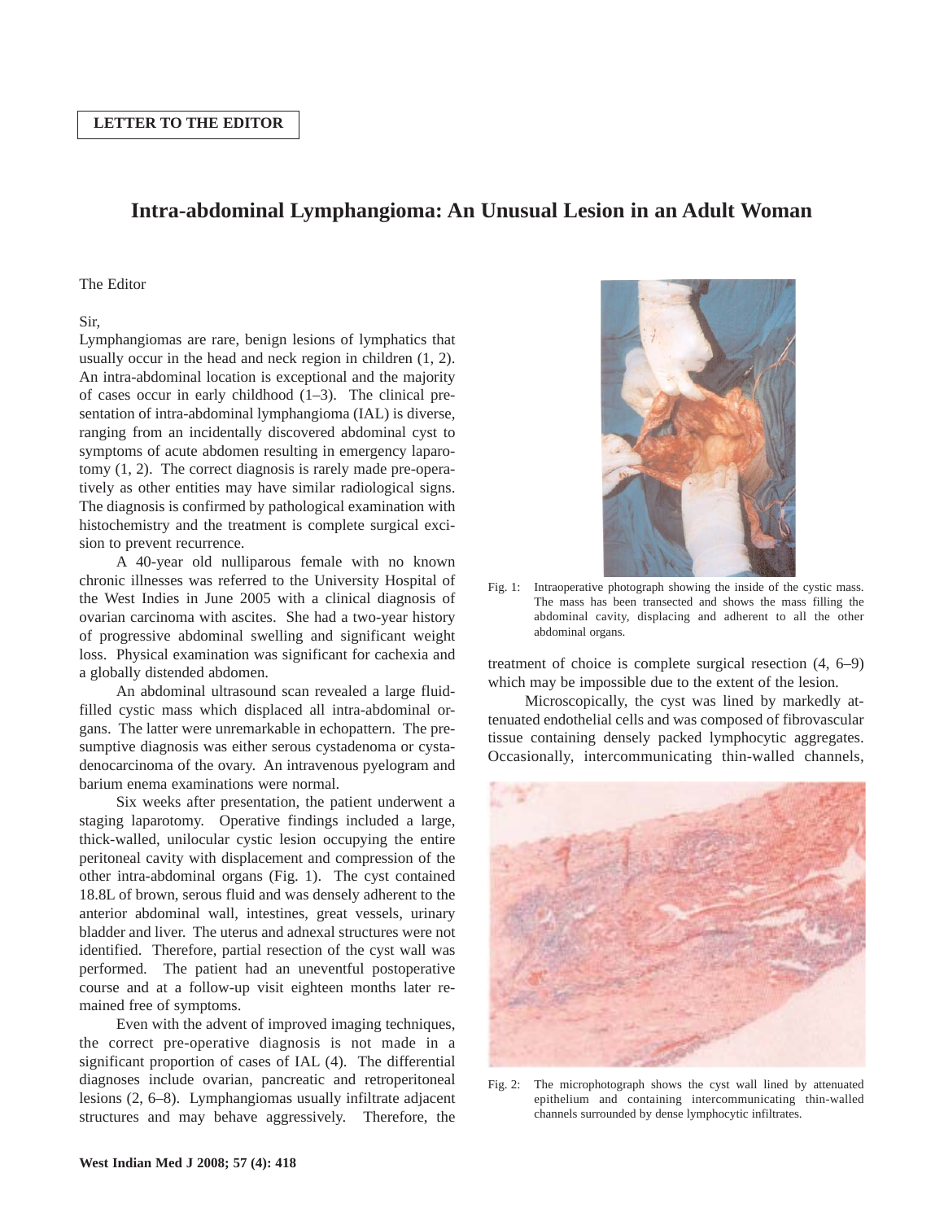LETTER TO THE EDITOR

# Intra-abdominal Lymphangioma: An Unusual Lesion in an Adult Woman

The Editor

Sir,

Lymphangiomas are rare, benign lesions of lymphatics that usually occur in the head and neck region in children (1, 2). An intra-abdominal location is exceptional and the majority of cases occur in early childhood (1–3). The clinical presentation of intra-abdominal lymphangioma (IAL) is diverse, ranging from an incidentally discovered abdominal cyst to symptoms of acute abdomen resulting in emergency laparotomy (1, 2). The correct diagnosis is rarely made pre-operatively as other entities may have similar radiological signs. The diagnosis is confirmed by pathological examination with histochemistry and the treatment is complete surgical excision to prevent recurrence.

A 40-year old nulliparous female with no known chronic illnesses was referred to the University Hospital of the West Indies in June 2005 with a clinical diagnosis of ovarian carcinoma with ascites. She had a two-year history of progressive abdominal swelling and significant weight loss. Physical examination was significant for cachexia and a globally distended abdomen.

An abdominal ultrasound scan revealed a large fluid-filled cystic mass which displaced all intra-abdominal organs. The latter were unremarkable in echopattern. The presumptive diagnosis was either serous cystadenoma or cystadenocarcinoma of the ovary. An intravenous pyelogram and barium enema examinations were normal.

Six weeks after presentation, the patient underwent a staging laparotomy. Operative findings included a large, thick-walled, unilocular cystic lesion occupying the entire peritoneal cavity with displacement and compression of the other intra-abdominal organs (Fig. 1). The cyst contained 18.8L of brown, serous fluid and was densely adherent to the anterior abdominal wall, intestines, great vessels, urinary bladder and liver. The uterus and adnexal structures were not identified. Therefore, partial resection of the cyst wall was performed. The patient had an uneventful postoperative course and at a follow-up visit eighteen months later remained free of symptoms.

Even with the advent of improved imaging techniques, the correct pre-operative diagnosis is not made in a significant proportion of cases of IAL (4). The differential diagnoses include ovarian, pancreatic and retroperitoneal lesions (2, 6–8). Lymphangiomas usually infiltrate adjacent structures and may behave aggressively. Therefore, the treatment of choice is complete surgical resection (4, 6–9) which may be impossible due to the extent of the lesion.

Fig. 1: Intraoperative photograph showing the inside of the cystic mass. The mass has been transected and shows the mass filling the abdominal cavity, displacing and adherent to all the other abdominal organs.

Microscopically, the cyst was lined by markedly attenuated endothelial cells and was composed of fibrovascular tissue containing densely packed lymphocytic aggregates. Occasionally, intercommunicating thin-walled channels,

Fig. 2: The microphotograph shows the cyst wall lined by attenuated epithelium and containing intercommunicating thin-walled channels surrounded by dense lymphocytic infiltrates.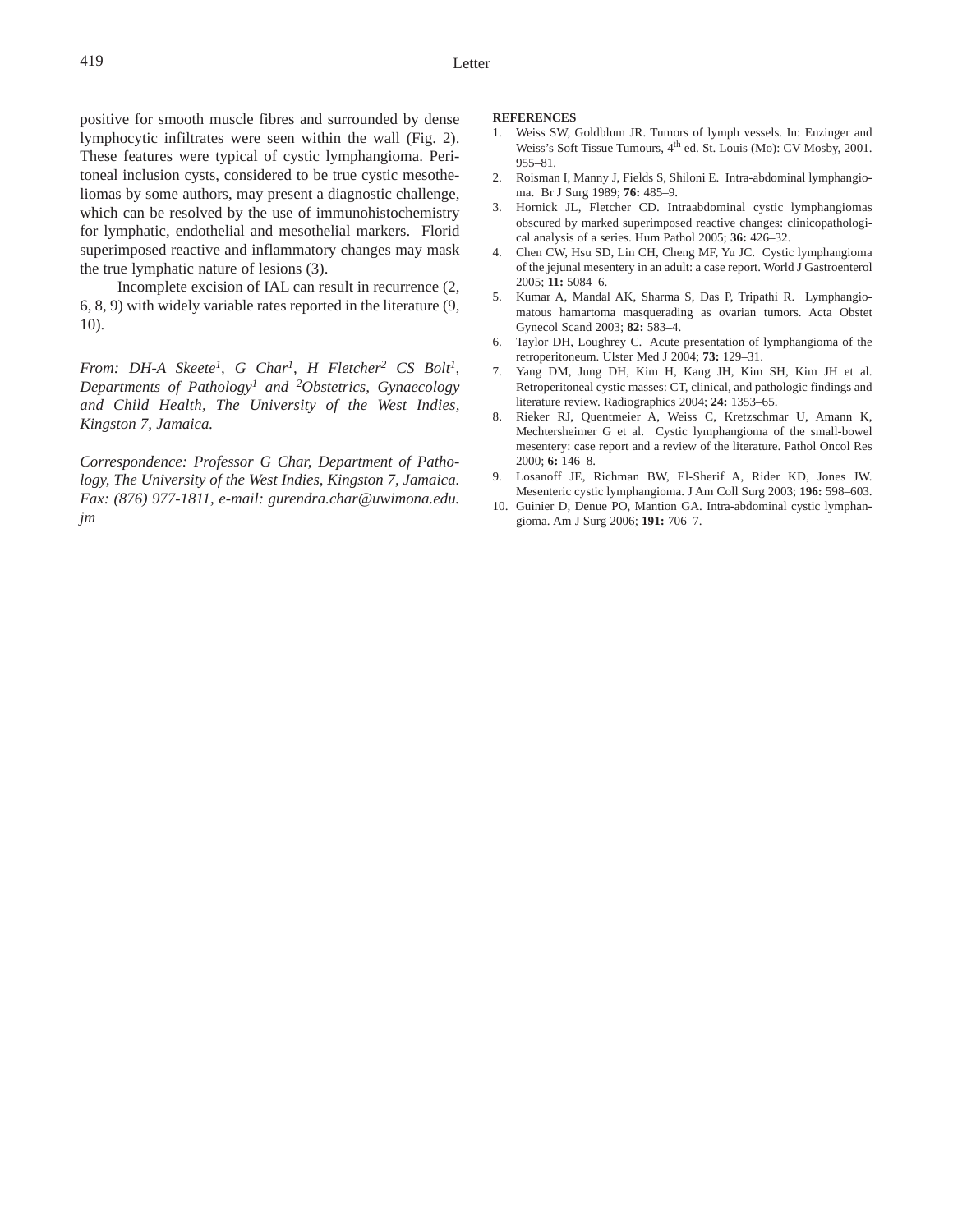positive for smooth muscle fibres and surrounded by dense lymphocytic infiltrates were seen within the wall (Fig. 2). These features were typical of cystic lymphangioma. Peritoneal inclusion cysts, considered to be true cystic mesotheliomas by some authors, may present a diagnostic challenge, which can be resolved by the use of immunohistochemistry for lymphatic, endothelial and mesothelial markers. Florid superimposed reactive and inflammatory changes may mask the true lymphatic nature of lesions (3).

Incomplete excision of IAL can result in recurrence (2, 6, 8, 9) with widely variable rates reported in the literature (9, 10).

*From: DH-A Skeete[1], G Char[1], H Fletcher[2] CS Bolt[1], Departments of Pathology[1] and [2]Obstetrics, Gynaecology and Child Health, The University of the West Indies, Kingston 7, Jamaica.*

*Correspondence: Professor G Char, Department of Pathology, The University of the West Indies, Kingston 7, Jamaica. Fax: (876) 977-1811, e-mail: gurendra.char@uwimona.edu.jm*

**REFERENCES**

1. Weiss SW, Goldblum JR. Tumors of lymph vessels. In: Enzinger and Weiss's Soft Tissue Tumours, 4th ed. St. Louis (Mo): CV Mosby, 2001. 955–81.
2. Roisman I, Manny J, Fields S, Shiloni E. Intra-abdominal lymphangioma. Br J Surg 1989; **76:** 485–9.
3. Hornick JL, Fletcher CD. Intraabdominal cystic lymphangiomas obscured by marked superimposed reactive changes: clinicopathological analysis of a series. Hum Pathol 2005; **36:** 426–32.
4. Chen CW, Hsu SD, Lin CH, Cheng MF, Yu JC. Cystic lymphangioma of the jejunal mesentery in an adult: a case report. World J Gastroenterol 2005; **11:** 5084–6.
5. Kumar A, Mandal AK, Sharma S, Das P, Tripathi R. Lymphangiomatous hamartoma masquerading as ovarian tumors. Acta Obstet Gynecol Scand 2003; **82:** 583–4.
6. Taylor DH, Loughrey C. Acute presentation of lymphangioma of the retroperitoneum. Ulster Med J 2004; **73:** 129–31.
7. Yang DM, Jung DH, Kim H, Kang JH, Kim SH, Kim JH et al. Retroperitoneal cystic masses: CT, clinical, and pathologic findings and literature review. Radiographics 2004; **24:** 1353–65.
8. Rieker RJ, Quentmeier A, Weiss C, Kretzschmar U, Amann K, Mechtersheimer G et al. Cystic lymphangioma of the small-bowel mesentery: case report and a review of the literature. Pathol Oncol Res 2000; **6:** 146–8.
9. Losanoff JE, Richman BW, El-Sherif A, Rider KD, Jones JW. Mesenteric cystic lymphangioma. J Am Coll Surg 2003; **196:** 598–603.
10. Guinier D, Denue PO, Mantion GA. Intra-abdominal cystic lymphangioma. Am J Surg 2006; **191:** 706–7.